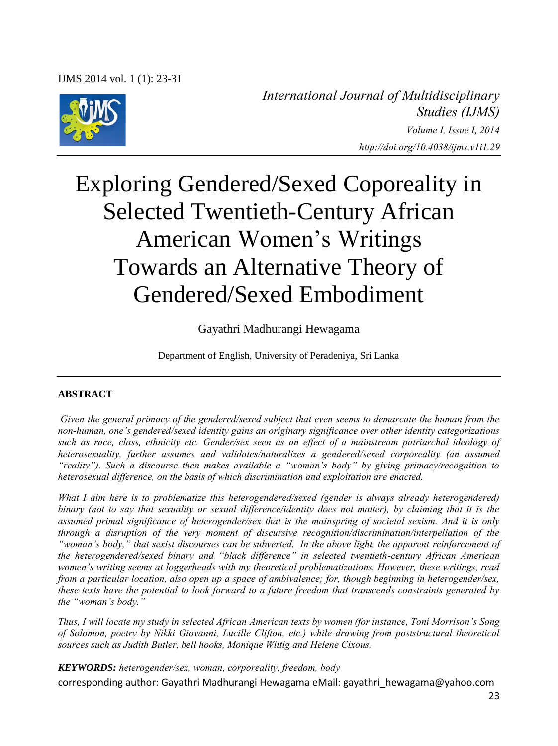# Exploring Gendered/Sexed Coporeality in Selected Twentieth-Century African American Women's Writings Towards an Alternative Theory of Gendered/Sexed Embodiment

Gayathri Madhurangi Hewagama

Department of English, University of Peradeniya, Sri Lanka

### ABSTRACT

*Given the general primacy of the gendered/sexed subject that even seems to demarcate the human from the non-human, one's gendered/sexed identity gains an originary significance over other identity categorizations such as race, class, ethnicity etc. Gender/sex seen as an effect of a mainstream patriarchal ideology of heterosexuality, further assumes and validates/naturalizes a gendered/sexed corporeality (an assumed "reality"). Such a discourse then makes available a "woman's body" by giving primacy/recognition to heterosexual difference, on the basis of which discrimination and exploitation are enacted.*

*What I aim here is to problematize this heterogendered/sexed (gender is always already heterogendered) binary (not to say that sexuality or sexual difference/identity does not matter), by claiming that it is the assumed primal significance of heterogender/sex that is the mainspring of societal sexism. And it is only through a disruption of the very moment of discursive recognition/discrimination/interpellation of the "woman's body," that sexist discourses can be subverted. In the above light, the apparent reinforcement of the heterogendered/sexed binary and "black difference" in selected twentieth-century African American women's writing seems at loggerheads with my theoretical problematizations. However, these writings, read from a particular location, also open up a space of ambivalence; for, though beginning in heterogender/sex, these texts have the potential to look forward to a future freedom that transcends constraints generated by the "woman's body."*

*Thus, I will locate my study in selected African American texts by women (for instance, Toni Morrison's Song of Solomon, poetry by Nikki Giovanni, Lucille Clifton, etc.) while drawing from poststructural theoretical sources such as Judith Butler, bell hooks, Monique Wittig and Helene Cixous.*

***KEYWORDS:*** *heterogender/sex, woman, corporeality, freedom, body*

corresponding author: Gayathri Madhurangi Hewagama eMail: gayathri_hewagama@yahoo.com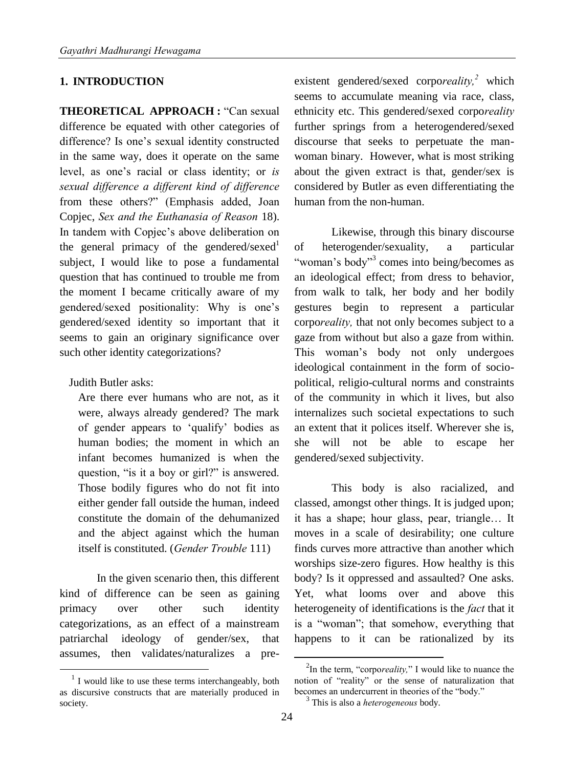## 1. INTRODUCTION

**THEORETICAL APPROACH :** "Can sexual difference be equated with other categories of difference? Is one's sexual identity constructed in the same way, does it operate on the same level, as one's racial or class identity; or *is sexual difference a different kind of difference* from these others?" (Emphasis added, Joan Copjec, *Sex and the Euthanasia of Reason* 18). In tandem with Copjec's above deliberation on the general primacy of the gendered/sexed[1] subject, I would like to pose a fundamental question that has continued to trouble me from the moment I became critically aware of my gendered/sexed positionality: Why is one's gendered/sexed identity so important that it seems to gain an originary significance over such other identity categorizations?

Judith Butler asks:

> Are there ever humans who are not, as it were, always already gendered? The mark of gender appears to 'qualify' bodies as human bodies; the moment in which an infant becomes humanized is when the question, "is it a boy or girl?" is answered. Those bodily figures who do not fit into either gender fall outside the human, indeed constitute the domain of the dehumanized and the abject against which the human itself is constituted. (*Gender Trouble* 111)

In the given scenario then, this different kind of difference can be seen as gaining primacy over other such identity categorizations, as an effect of a mainstream patriarchal ideology of gender/sex, that assumes, then validates/naturalizes a pre-existent gendered/sexed corpo*reality,*[2] which seems to accumulate meaning via race, class, ethnicity etc. This gendered/sexed corpo*reality* further springs from a heterogendered/sexed discourse that seeks to perpetuate the man-woman binary. However, what is most striking about the given extract is that, gender/sex is considered by Butler as even differentiating the human from the non-human.

Likewise, through this binary discourse of heterogender/sexuality, a particular "woman's body"[3] comes into being/becomes as an ideological effect; from dress to behavior, from walk to talk, her body and her bodily gestures begin to represent a particular corpo*reality,* that not only becomes subject to a gaze from without but also a gaze from within. This woman's body not only undergoes ideological containment in the form of socio-political, religio-cultural norms and constraints of the community in which it lives, but also internalizes such societal expectations to such an extent that it polices itself. Wherever she is, she will not be able to escape her gendered/sexed subjectivity.

This body is also racialized, and classed, amongst other things. It is judged upon; it has a shape; hour glass, pear, triangle… It moves in a scale of desirability; one culture finds curves more attractive than another which worships size-zero figures. How healthy is this body? Is it oppressed and assaulted? One asks. Yet, what looms over and above this heterogeneity of identifications is the *fact* that it is a "woman"; that somehow, everything that happens to it can be rationalized by its

---

[1] I would like to use these terms interchangeably, both as discursive constructs that are materially produced in society.

[2] In the term, "corpo*reality,*" I would like to nuance the notion of "reality" or the sense of naturalization that becomes an undercurrent in theories of the "body."

[3] This is also a *heterogeneous* body.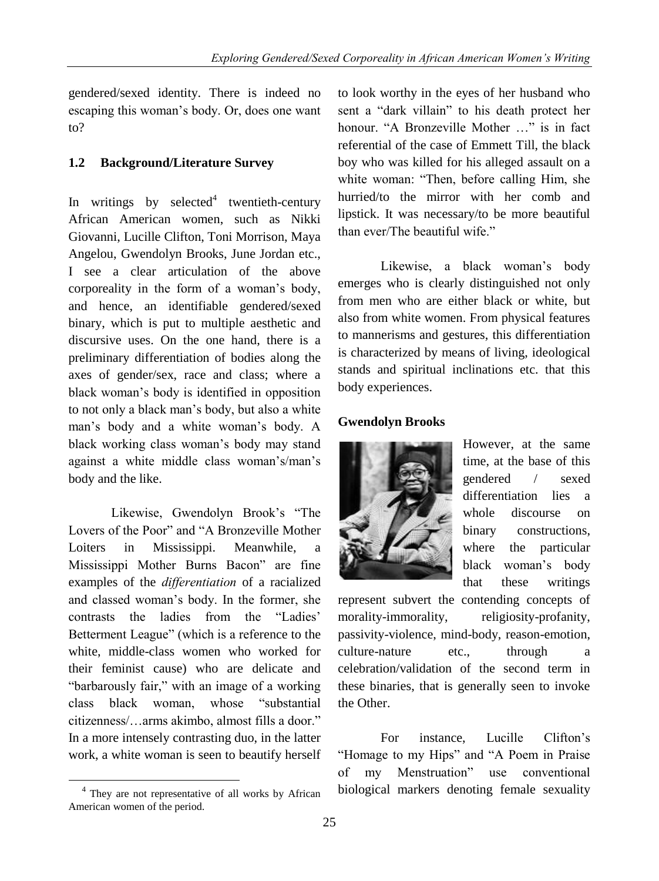gendered/sexed identity. There is indeed no escaping this woman's body. Or, does one want to?

## 1.2 Background/Literature Survey

In writings by selected[4] twentieth-century African American women, such as Nikki Giovanni, Lucille Clifton, Toni Morrison, Maya Angelou, Gwendolyn Brooks, June Jordan etc., I see a clear articulation of the above corporeality in the form of a woman's body, and hence, an identifiable gendered/sexed binary, which is put to multiple aesthetic and discursive uses. On the one hand, there is a preliminary differentiation of bodies along the axes of gender/sex, race and class; where a black woman's body is identified in opposition to not only a black man's body, but also a white man's body and a white woman's body. A black working class woman's body may stand against a white middle class woman's/man's body and the like.

Likewise, Gwendolyn Brook's "The Lovers of the Poor" and "A Bronzeville Mother Loiters in Mississippi. Meanwhile, a Mississippi Mother Burns Bacon" are fine examples of the *differentiation* of a racialized and classed woman's body. In the former, she contrasts the ladies from the "Ladies' Betterment League" (which is a reference to the white, middle-class women who worked for their feminist cause) who are delicate and "barbarously fair," with an image of a working class black woman, whose "substantial citizenness/…arms akimbo, almost fills a door." In a more intensely contrasting duo, in the latter work, a white woman is seen to beautify herself to look worthy in the eyes of her husband who sent a "dark villain" to his death protect her honour. "A Bronzeville Mother …" is in fact referential of the case of Emmett Till, the black boy who was killed for his alleged assault on a white woman: "Then, before calling Him, she hurried/to the mirror with her comb and lipstick. It was necessary/to be more beautiful than ever/The beautiful wife."

Likewise, a black woman's body emerges who is clearly distinguished not only from men who are either black or white, but also from white women. From physical features to mannerisms and gestures, this differentiation is characterized by means of living, ideological stands and spiritual inclinations etc. that this body experiences.

**Gwendolyn Brooks**

However, at the same time, at the base of this gendered / sexed differentiation lies a whole discourse on binary constructions, where the particular black woman's body that these writings represent subvert the contending concepts of morality-immorality, religiosity-profanity, passivity-violence, mind-body, reason-emotion, culture-nature etc., through a celebration/validation of the second term in these binaries, that is generally seen to invoke the Other.

For instance, Lucille Clifton's "Homage to my Hips" and "A Poem in Praise of my Menstruation" use conventional biological markers denoting female sexuality

[4] They are not representative of all works by African American women of the period.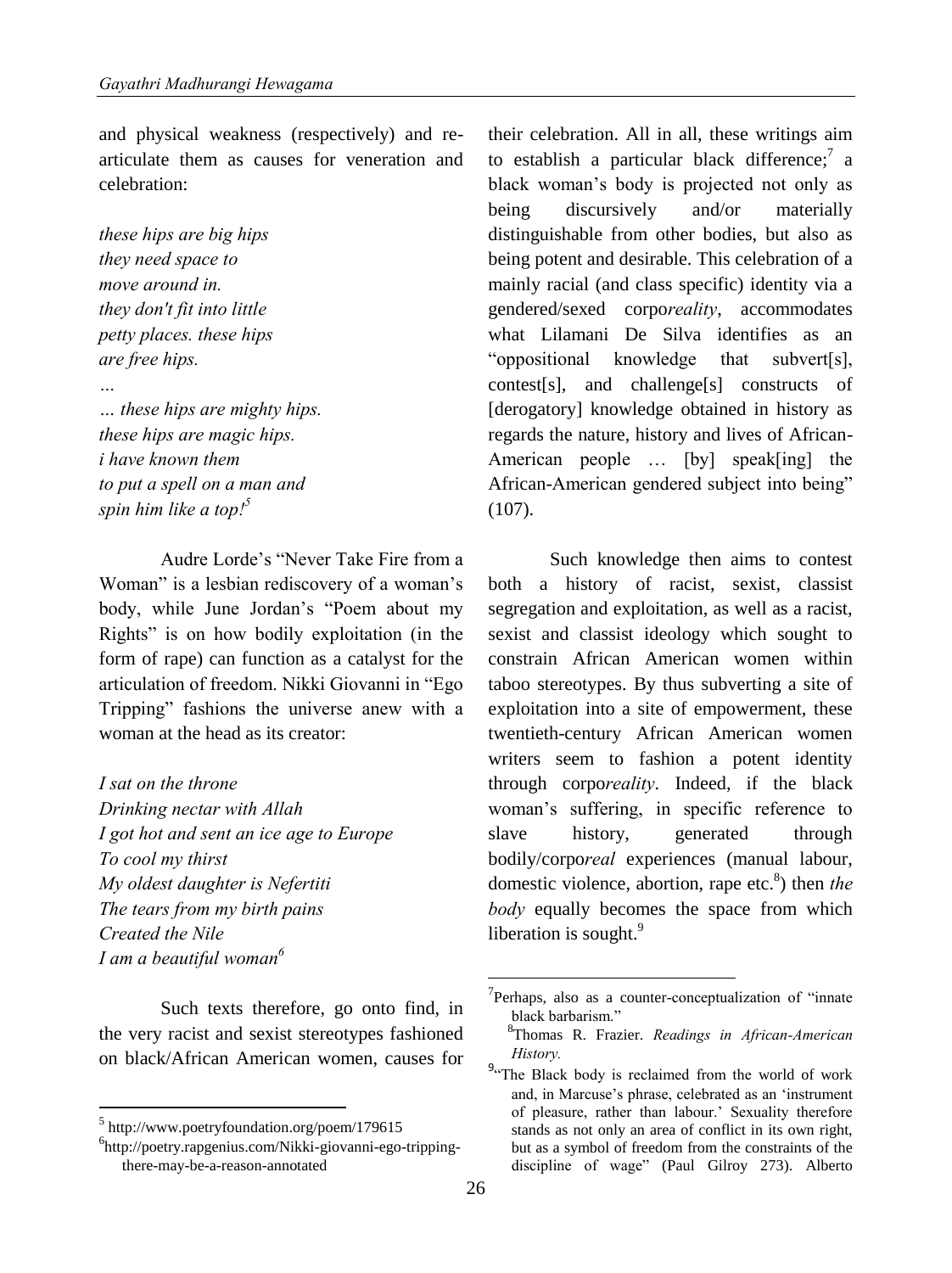and physical weakness (respectively) and re-articulate them as causes for veneration and celebration:

*these hips are big hips*
*they need space to*
*move around in.*
*they don't fit into little*
*petty places. these hips*
*are free hips.*
*…*
*… these hips are mighty hips.*
*these hips are magic hips.*
*i have known them*
*to put a spell on a man and*
*spin him like a top!*[5]

Audre Lorde's "Never Take Fire from a Woman" is a lesbian rediscovery of a woman's body, while June Jordan's "Poem about my Rights" is on how bodily exploitation (in the form of rape) can function as a catalyst for the articulation of freedom. Nikki Giovanni in "Ego Tripping" fashions the universe anew with a woman at the head as its creator:

*I sat on the throne*
*Drinking nectar with Allah*
*I got hot and sent an ice age to Europe*
*To cool my thirst*
*My oldest daughter is Nefertiti*
*The tears from my birth pains*
*Created the Nile*
*I am a beautiful woman*[6]

Such texts therefore, go onto find, in the very racist and sexist stereotypes fashioned on black/African American women, causes for their celebration. All in all, these writings aim to establish a particular black difference;[7] a black woman's body is projected not only as being discursively and/or materially distinguishable from other bodies, but also as being potent and desirable. This celebration of a mainly racial (and class specific) identity via a gendered/sexed corpo*reality*, accommodates what Lilamani De Silva identifies as an "oppositional knowledge that subvert[s], contest[s], and challenge[s] constructs of [derogatory] knowledge obtained in history as regards the nature, history and lives of African-American people … [by] speak[ing] the African-American gendered subject into being" (107).

Such knowledge then aims to contest both a history of racist, sexist, classist segregation and exploitation, as well as a racist, sexist and classist ideology which sought to constrain African American women within taboo stereotypes. By thus subverting a site of exploitation into a site of empowerment, these twentieth-century African American women writers seem to fashion a potent identity through corpo*reality*. Indeed, if the black woman's suffering, in specific reference to slave history, generated through bodily/corpo*real* experiences (manual labour, domestic violence, abortion, rape etc.[8]) then *the body* equally becomes the space from which liberation is sought.[9]

---

[5] http://www.poetryfoundation.org/poem/179615

[6] http://poetry.rapgenius.com/Nikki-giovanni-ego-tripping-there-may-be-a-reason-annotated

[7] Perhaps, also as a counter-conceptualization of "innate black barbarism."

[8] Thomas R. Frazier. *Readings in African-American History.*

[9] "The Black body is reclaimed from the world of work and, in Marcuse's phrase, celebrated as an 'instrument of pleasure, rather than labour.' Sexuality therefore stands as not only an area of conflict in its own right, but as a symbol of freedom from the constraints of the discipline of wage" (Paul Gilroy 273). Alberto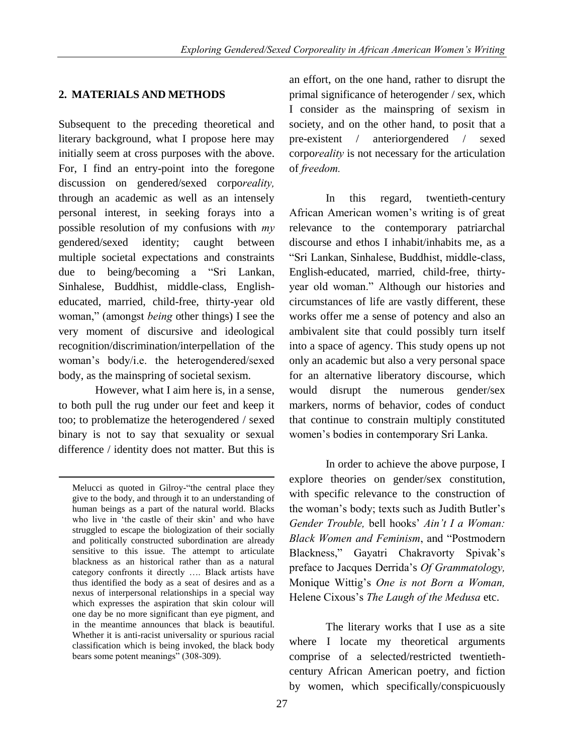## 2. MATERIALS AND METHODS

Subsequent to the preceding theoretical and literary background, what I propose here may initially seem at cross purposes with the above. For, I find an entry-point into the foregone discussion on gendered/sexed corpo*reality,* through an academic as well as an intensely personal interest, in seeking forays into a possible resolution of my confusions with *my* gendered/sexed identity; caught between multiple societal expectations and constraints due to being/becoming a "Sri Lankan, Sinhalese, Buddhist, middle-class, English-educated, married, child-free, thirty-year old woman," (amongst *being* other things) I see the very moment of discursive and ideological recognition/discrimination/interpellation of the woman's body/i.e. the heterogendered/sexed body, as the mainspring of societal sexism.

However, what I aim here is, in a sense, to both pull the rug under our feet and keep it too; to problematize the heterogendered / sexed binary is not to say that sexuality or sexual difference / identity does not matter. But this is an effort, on the one hand, rather to disrupt the primal significance of heterogender / sex, which I consider as the mainspring of sexism in society, and on the other hand, to posit that a pre-existent / anteriorgendered / sexed corpo*reality* is not necessary for the articulation of *freedom.*

In this regard, twentieth-century African American women's writing is of great relevance to the contemporary patriarchal discourse and ethos I inhabit/inhabits me, as a "Sri Lankan, Sinhalese, Buddhist, middle-class, English-educated, married, child-free, thirty-year old woman." Although our histories and circumstances of life are vastly different, these works offer me a sense of potency and also an ambivalent site that could possibly turn itself into a space of agency. This study opens up not only an academic but also a very personal space for an alternative liberatory discourse, which would disrupt the numerous gender/sex markers, norms of behavior, codes of conduct that continue to constrain multiply constituted women's bodies in contemporary Sri Lanka.

In order to achieve the above purpose, I explore theories on gender/sex constitution, with specific relevance to the construction of the woman's body; texts such as Judith Butler's *Gender Trouble,* bell hooks' *Ain't I a Woman: Black Women and Feminism*, and "Postmodern Blackness," Gayatri Chakravorty Spivak's preface to Jacques Derrida's *Of Grammatology,* Monique Wittig's *One is not Born a Woman,* Helene Cixous's *The Laugh of the Medusa* etc.

The literary works that I use as a site where I locate my theoretical arguments comprise of a selected/restricted twentieth-century African American poetry, and fiction by women, which specifically/conspicuously

---

Melucci as quoted in Gilroy-"the central place they give to the body, and through it to an understanding of human beings as a part of the natural world. Blacks who live in 'the castle of their skin' and who have struggled to escape the biologization of their socially and politically constructed subordination are already sensitive to this issue. The attempt to articulate blackness as an historical rather than as a natural category confronts it directly …. Black artists have thus identified the body as a seat of desires and as a nexus of interpersonal relationships in a special way which expresses the aspiration that skin colour will one day be no more significant than eye pigment, and in the meantime announces that black is beautiful. Whether it is anti-racist universality or spurious racial classification which is being invoked, the black body bears some potent meanings" (308-309).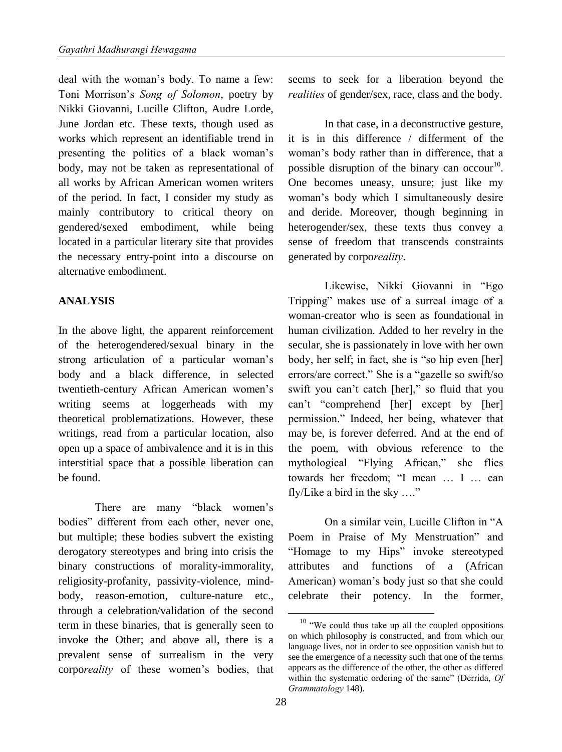deal with the woman's body. To name a few: Toni Morrison's *Song of Solomon*, poetry by Nikki Giovanni, Lucille Clifton, Audre Lorde, June Jordan etc. These texts, though used as works which represent an identifiable trend in presenting the politics of a black woman's body, may not be taken as representational of all works by African American women writers of the period. In fact, I consider my study as mainly contributory to critical theory on gendered/sexed embodiment, while being located in a particular literary site that provides the necessary entry-point into a discourse on alternative embodiment.

## ANALYSIS

In the above light, the apparent reinforcement of the heterogendered/sexual binary in the strong articulation of a particular woman's body and a black difference, in selected twentieth-century African American women's writing seems at loggerheads with my theoretical problematizations. However, these writings, read from a particular location, also open up a space of ambivalence and it is in this interstitial space that a possible liberation can be found.

There are many "black women's bodies" different from each other, never one, but multiple; these bodies subvert the existing derogatory stereotypes and bring into crisis the binary constructions of morality-immorality, religiosity-profanity, passivity-violence, mind-body, reason-emotion, culture-nature etc., through a celebration/validation of the second term in these binaries, that is generally seen to invoke the Other; and above all, there is a prevalent sense of surrealism in the very corpo*reality* of these women's bodies, that seems to seek for a liberation beyond the *realities* of gender/sex, race, class and the body.

In that case, in a deconstructive gesture, it is in this difference / differment of the woman's body rather than in difference, that a possible disruption of the binary can occour[10]. One becomes uneasy, unsure; just like my woman's body which I simultaneously desire and deride. Moreover, though beginning in heterogender/sex, these texts thus convey a sense of freedom that transcends constraints generated by corpo*reality*.

Likewise, Nikki Giovanni in "Ego Tripping" makes use of a surreal image of a woman-creator who is seen as foundational in human civilization. Added to her revelry in the secular, she is passionately in love with her own body, her self; in fact, she is "so hip even [her] errors/are correct." She is a "gazelle so swift/so swift you can't catch [her]," so fluid that you can't "comprehend [her] except by [her] permission." Indeed, her being, whatever that may be, is forever deferred. And at the end of the poem, with obvious reference to the mythological "Flying African," she flies towards her freedom; "I mean … I … can fly/Like a bird in the sky …."

On a similar vein, Lucille Clifton in "A Poem in Praise of My Menstruation" and "Homage to my Hips" invoke stereotyped attributes and functions of a (African American) woman's body just so that she could celebrate their potency. In the former,

[10] "We could thus take up all the coupled oppositions on which philosophy is constructed, and from which our language lives, not in order to see opposition vanish but to see the emergence of a necessity such that one of the terms appears as the difference of the other, the other as differed within the systematic ordering of the same" (Derrida, *Of Grammatology* 148).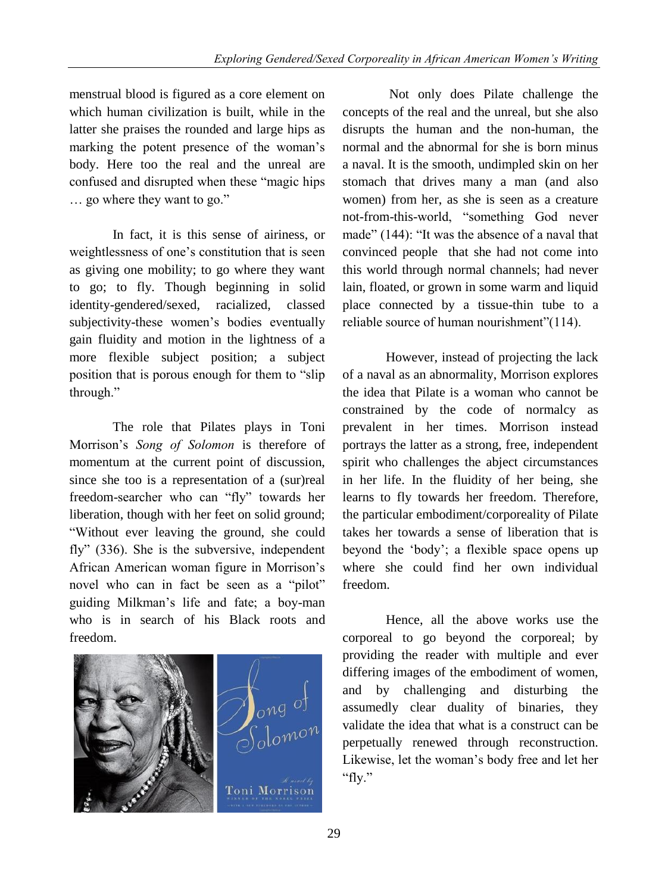menstrual blood is figured as a core element on which human civilization is built, while in the latter she praises the rounded and large hips as marking the potent presence of the woman's body. Here too the real and the unreal are confused and disrupted when these "magic hips … go where they want to go."

In fact, it is this sense of airiness, or weightlessness of one's constitution that is seen as giving one mobility; to go where they want to go; to fly. Though beginning in solid identity-gendered/sexed, racialized, classed subjectivity-these women's bodies eventually gain fluidity and motion in the lightness of a more flexible subject position; a subject position that is porous enough for them to "slip through."

The role that Pilates plays in Toni Morrison's *Song of Solomon* is therefore of momentum at the current point of discussion, since she too is a representation of a (sur)real freedom-searcher who can "fly" towards her liberation, though with her feet on solid ground; "Without ever leaving the ground, she could fly" (336). She is the subversive, independent African American woman figure in Morrison's novel who can in fact be seen as a "pilot" guiding Milkman's life and fate; a boy-man who is in search of his Black roots and freedom.

Not only does Pilate challenge the concepts of the real and the unreal, but she also disrupts the human and the non-human, the normal and the abnormal for she is born minus a naval. It is the smooth, undimpled skin on her stomach that drives many a man (and also women) from her, as she is seen as a creature not-from-this-world, "something God never made" (144): "It was the absence of a naval that convinced people that she had not come into this world through normal channels; had never lain, floated, or grown in some warm and liquid place connected by a tissue-thin tube to a reliable source of human nourishment"(114).

However, instead of projecting the lack of a naval as an abnormality, Morrison explores the idea that Pilate is a woman who cannot be constrained by the code of normalcy as prevalent in her times. Morrison instead portrays the latter as a strong, free, independent spirit who challenges the abject circumstances in her life. In the fluidity of her being, she learns to fly towards her freedom. Therefore, the particular embodiment/corporeality of Pilate takes her towards a sense of liberation that is beyond the 'body'; a flexible space opens up where she could find her own individual freedom.

Hence, all the above works use the corporeal to go beyond the corporeal; by providing the reader with multiple and ever differing images of the embodiment of women, and by challenging and disturbing the assumedly clear duality of binaries, they validate the idea that what is a construct can be perpetually renewed through reconstruction. Likewise, let the woman's body free and let her "fly."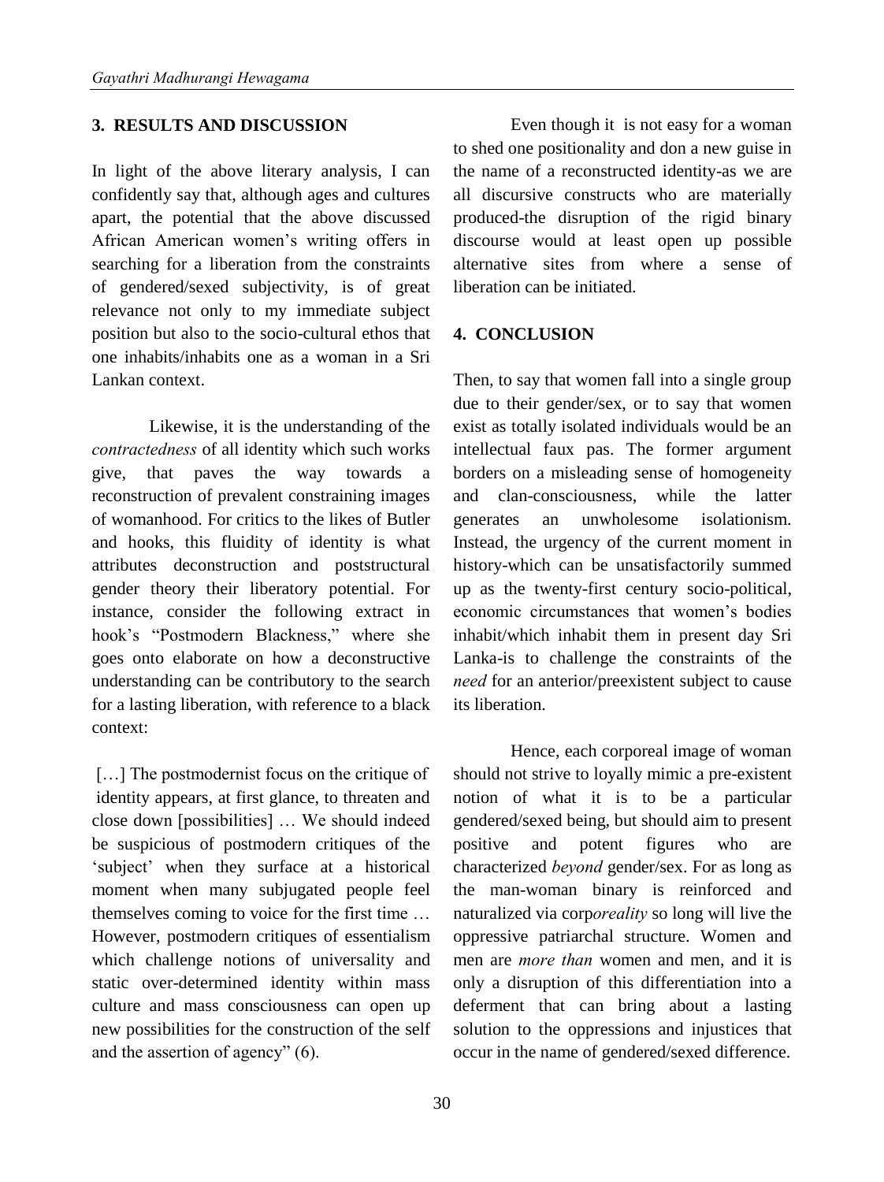## 3. RESULTS AND DISCUSSION

In light of the above literary analysis, I can confidently say that, although ages and cultures apart, the potential that the above discussed African American women's writing offers in searching for a liberation from the constraints of gendered/sexed subjectivity, is of great relevance not only to my immediate subject position but also to the socio-cultural ethos that one inhabits/inhabits one as a woman in a Sri Lankan context.

Likewise, it is the understanding of the *contractedness* of all identity which such works give, that paves the way towards a reconstruction of prevalent constraining images of womanhood. For critics to the likes of Butler and hooks, this fluidity of identity is what attributes deconstruction and poststructural gender theory their liberatory potential. For instance, consider the following extract in hook's "Postmodern Blackness," where she goes onto elaborate on how a deconstructive understanding can be contributory to the search for a lasting liberation, with reference to a black context:

[…] The postmodernist focus on the critique of identity appears, at first glance, to threaten and close down [possibilities] … We should indeed be suspicious of postmodern critiques of the 'subject' when they surface at a historical moment when many subjugated people feel themselves coming to voice for the first time … However, postmodern critiques of essentialism which challenge notions of universality and static over-determined identity within mass culture and mass consciousness can open up new possibilities for the construction of the self and the assertion of agency" (6).

Even though it is not easy for a woman to shed one positionality and don a new guise in the name of a reconstructed identity-as we are all discursive constructs who are materially produced-the disruption of the rigid binary discourse would at least open up possible alternative sites from where a sense of liberation can be initiated.

## 4. CONCLUSION

Then, to say that women fall into a single group due to their gender/sex, or to say that women exist as totally isolated individuals would be an intellectual faux pas. The former argument borders on a misleading sense of homogeneity and clan-consciousness, while the latter generates an unwholesome isolationism. Instead, the urgency of the current moment in history-which can be unsatisfactorily summed up as the twenty-first century socio-political, economic circumstances that women's bodies inhabit/which inhabit them in present day Sri Lanka-is to challenge the constraints of the *need* for an anterior/preexistent subject to cause its liberation.

Hence, each corporeal image of woman should not strive to loyally mimic a pre-existent notion of what it is to be a particular gendered/sexed being, but should aim to present positive and potent figures who are characterized *beyond* gender/sex. For as long as the man-woman binary is reinforced and naturalized via corp*oreality* so long will live the oppressive patriarchal structure. Women and men are *more than* women and men, and it is only a disruption of this differentiation into a deferment that can bring about a lasting solution to the oppressions and injustices that occur in the name of gendered/sexed difference.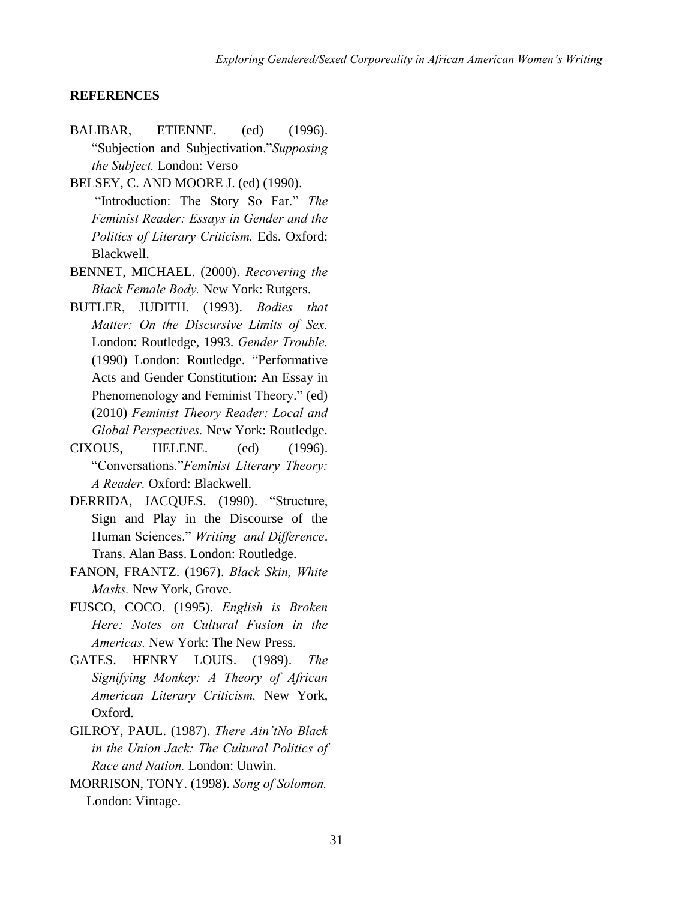## REFERENCES

BALIBAR, ETIENNE. (ed) (1996). "Subjection and Subjectivation."*Supposing the Subject.* London: Verso

BELSEY, C. AND MOORE J. (ed) (1990). "Introduction: The Story So Far." *The Feminist Reader: Essays in Gender and the Politics of Literary Criticism.* Eds. Oxford: Blackwell.

BENNET, MICHAEL. (2000). *Recovering the Black Female Body.* New York: Rutgers.

BUTLER, JUDITH. (1993). *Bodies that Matter: On the Discursive Limits of Sex.* London: Routledge, 1993. *Gender Trouble.* (1990) London: Routledge. "Performative Acts and Gender Constitution: An Essay in Phenomenology and Feminist Theory." (ed) (2010) *Feminist Theory Reader: Local and Global Perspectives.* New York: Routledge.

CIXOUS, HELENE. (ed) (1996). "Conversations."*Feminist Literary Theory: A Reader.* Oxford: Blackwell.

DERRIDA, JACQUES. (1990). "Structure, Sign and Play in the Discourse of the Human Sciences." *Writing and Difference*. Trans. Alan Bass. London: Routledge.

FANON, FRANTZ. (1967). *Black Skin, White Masks.* New York, Grove.

FUSCO, COCO. (1995). *English is Broken Here: Notes on Cultural Fusion in the Americas.* New York: The New Press.

GATES. HENRY LOUIS. (1989). *The Signifying Monkey: A Theory of African American Literary Criticism.* New York, Oxford.

GILROY, PAUL. (1987). *There Ain'tNo Black in the Union Jack: The Cultural Politics of Race and Nation.* London: Unwin.

MORRISON, TONY. (1998). *Song of Solomon.* London: Vintage.